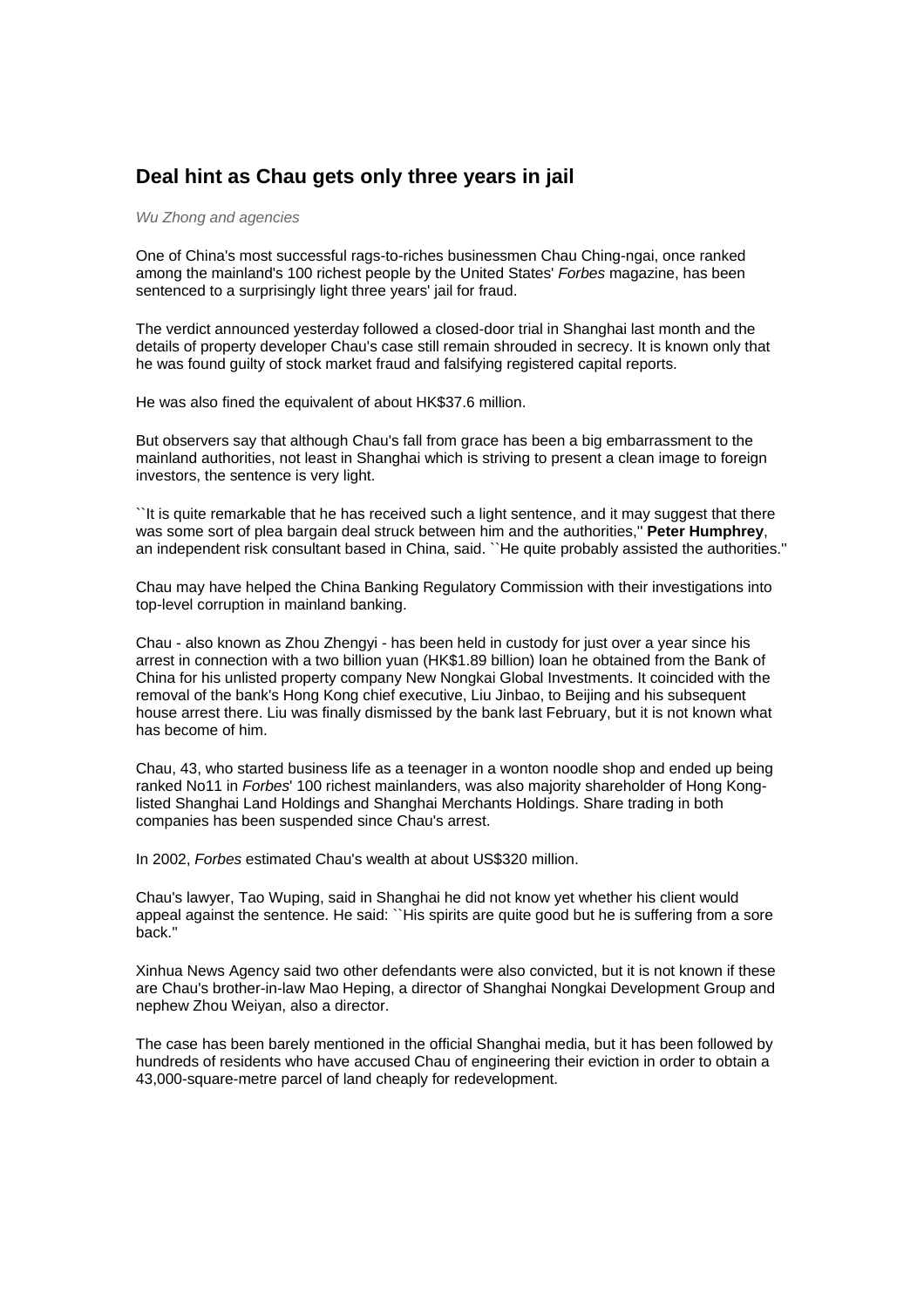# Deal hint as Chau gets only three years in jail

*Wu Zhong and agencies*

One of China's most successful rags-to-riches businessmen Chau Ching-ngai, once ranked among the mainland's 100 richest people by the United States' *Forbes* magazine, has been sentenced to a surprisingly light three years' jail for fraud.

The verdict announced yesterday followed a closed-door trial in Shanghai last month and the details of property developer Chau's case still remain shrouded in secrecy. It is known only that he was found guilty of stock market fraud and falsifying registered capital reports.

He was also fined the equivalent of about HK$37.6 million.

But observers say that although Chau's fall from grace has been a big embarrassment to the mainland authorities, not least in Shanghai which is striving to present a clean image to foreign investors, the sentence is very light.

``It is quite remarkable that he has received such a light sentence, and it may suggest that there was some sort of plea bargain deal struck between him and the authorities,'' **Peter Humphrey**, an independent risk consultant based in China, said. ``He quite probably assisted the authorities.''

Chau may have helped the China Banking Regulatory Commission with their investigations into top-level corruption in mainland banking.

Chau - also known as Zhou Zhengyi - has been held in custody for just over a year since his arrest in connection with a two billion yuan (HK$1.89 billion) loan he obtained from the Bank of China for his unlisted property company New Nongkai Global Investments. It coincided with the removal of the bank's Hong Kong chief executive, Liu Jinbao, to Beijing and his subsequent house arrest there. Liu was finally dismissed by the bank last February, but it is not known what has become of him.

Chau, 43, who started business life as a teenager in a wonton noodle shop and ended up being ranked No11 in *Forbes*' 100 richest mainlanders, was also majority shareholder of Hong Kong-listed Shanghai Land Holdings and Shanghai Merchants Holdings. Share trading in both companies has been suspended since Chau's arrest.

In 2002, *Forbes* estimated Chau's wealth at about US$320 million.

Chau's lawyer, Tao Wuping, said in Shanghai he did not know yet whether his client would appeal against the sentence. He said: ``His spirits are quite good but he is suffering from a sore back.''

Xinhua News Agency said two other defendants were also convicted, but it is not known if these are Chau's brother-in-law Mao Heping, a director of Shanghai Nongkai Development Group and nephew Zhou Weiyan, also a director.

The case has been barely mentioned in the official Shanghai media, but it has been followed by hundreds of residents who have accused Chau of engineering their eviction in order to obtain a 43,000-square-metre parcel of land cheaply for redevelopment.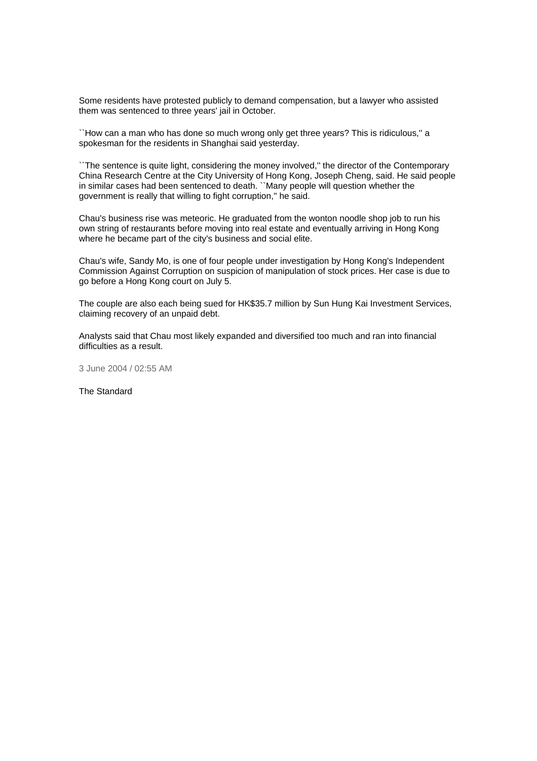Some residents have protested publicly to demand compensation, but a lawyer who assisted them was sentenced to three years' jail in October.

``How can a man who has done so much wrong only get three years? This is ridiculous,'' a spokesman for the residents in Shanghai said yesterday.

``The sentence is quite light, considering the money involved,'' the director of the Contemporary China Research Centre at the City University of Hong Kong, Joseph Cheng, said. He said people in similar cases had been sentenced to death. ``Many people will question whether the government is really that willing to fight corruption,'' he said.

Chau's business rise was meteoric. He graduated from the wonton noodle shop job to run his own string of restaurants before moving into real estate and eventually arriving in Hong Kong where he became part of the city's business and social elite.

Chau's wife, Sandy Mo, is one of four people under investigation by Hong Kong's Independent Commission Against Corruption on suspicion of manipulation of stock prices. Her case is due to go before a Hong Kong court on July 5.

The couple are also each being sued for HK$35.7 million by Sun Hung Kai Investment Services, claiming recovery of an unpaid debt.

Analysts said that Chau most likely expanded and diversified too much and ran into financial difficulties as a result.

3 June 2004 / 02:55 AM

The Standard